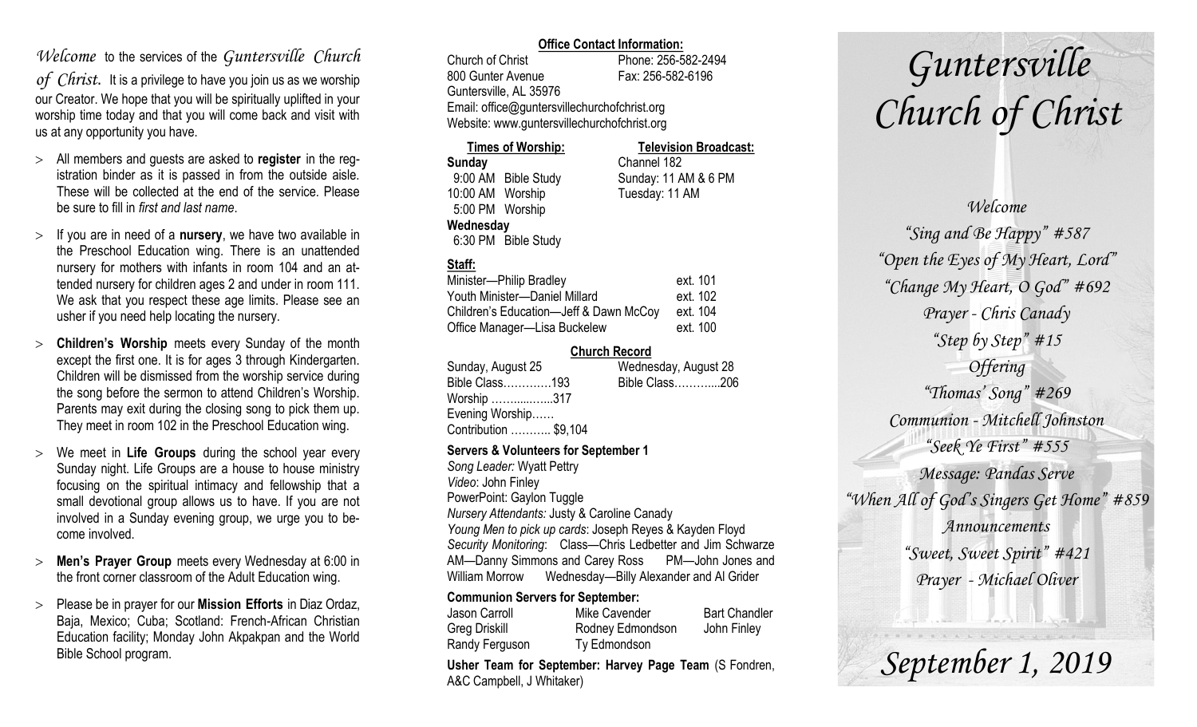*Welcome* to the services of the *Guntersville Church of Christ.* It is a privilege to have you join us as we worship our Creator. We hope that you will be spiritually uplifted in your worship time today and that you will come back and visit with us at any opportunity you have.

- All members and guests are asked to **register** in the registration binder as it is passed in from the outside aisle. These will be collected at the end of the service. Please be sure to fill in *first and last name*.
- If you are in need of a **nursery**, we have two available in the Preschool Education wing. There is an unattended nursery for mothers with infants in room 104 and an attended nursery for children ages 2 and under in room 111. We ask that you respect these age limits. Please see an usher if you need help locating the nursery.
- **Children's Worship** meets every Sunday of the month except the first one. It is for ages 3 through Kindergarten. Children will be dismissed from the worship service during the song before the sermon to attend Children's Worship. Parents may exit during the closing song to pick them up. They meet in room 102 in the Preschool Education wing.
- We meet in **Life Groups** during the school year every Sunday night. Life Groups are a house to house ministry focusing on the spiritual intimacy and fellowship that a small devotional group allows us to have. If you are not involved in a Sunday evening group, we urge you to become involved.
- **Men's Prayer Group** meets every Wednesday at 6:00 in the front corner classroom of the Adult Education wing.
- Please be in prayer for our **Mission Efforts** in Diaz Ordaz, Baja, Mexico; Cuba; Scotland: French-African Christian Education facility; Monday John Akpakpan and the World Bible School program.

**Office Contact Information:**

Church of Christ — Phone: 256-582-2494
800 Gunter Avenue — Fax: 256-582-6196
Guntersville, AL 35976
Email: office@guntersvillechurchofchrist.org
Website: www.guntersvillechurchofchrist.org

**Times of Worship:**
**Sunday**
9:00 AM Bible Study
10:00 AM Worship
5:00 PM Worship
**Wednesday**
6:30 PM Bible Study

**Television Broadcast:**
Channel 182
Sunday: 11 AM & 6 PM
Tuesday: 11 AM

**Staff:**

| | |
|---|---|
| Minister—Philip Bradley | ext. 101 |
| Youth Minister—Daniel Millard | ext. 102 |
| Children's Education—Jeff & Dawn McCoy | ext. 104 |
| Office Manager—Lisa Buckelew | ext. 100 |

**Church Record**

| Sunday, August 25 | Wednesday, August 28 |
|---|---|
| Bible Class…………193 | Bible Class………....206 |
| Worship ……......…..317 | |
| Evening Worship…… | |
| Contribution ……….. $9,104 | |

**Servers & Volunteers for September 1**

*Song Leader:* Wyatt Pettry
*Video*: John Finley
PowerPoint: Gaylon Tuggle
*Nursery Attendants:* Justy & Caroline Canady
*Young Men to pick up cards*: Joseph Reyes & Kayden Floyd
*Security Monitoring*: Class—Chris Ledbetter and Jim Schwarze AM—Danny Simmons and Carey Ross PM—John Jones and William Morrow Wednesday—Billy Alexander and Al Grider

**Communion Servers for September:**

| | | |
|---|---|---|
| Jason Carroll | Mike Cavender | Bart Chandler |
| Greg Driskill | Rodney Edmondson | John Finley |
| Randy Ferguson | Ty Edmondson | |

**Usher Team for September: Harvey Page Team** (S Fondren, A&C Campbell, J Whitaker)

# *Guntersville Church of Christ*

*Welcome*
*"Sing and Be Happy" #587*
*"Open the Eyes of My Heart, Lord"*
*"Change My Heart, O God" #692*
*Prayer - Chris Canady*
*"Step by Step" #15*
*Offering*
*"Thomas' Song" #269*
*Communion - Mitchell Johnston*
*"Seek Ye First" #555*
*Message: Pandas Serve*
*"When All of God's Singers Get Home" #859*
*Announcements*
*"Sweet, Sweet Spirit" #421*
*Prayer - Michael Oliver*

## *September 1, 2019*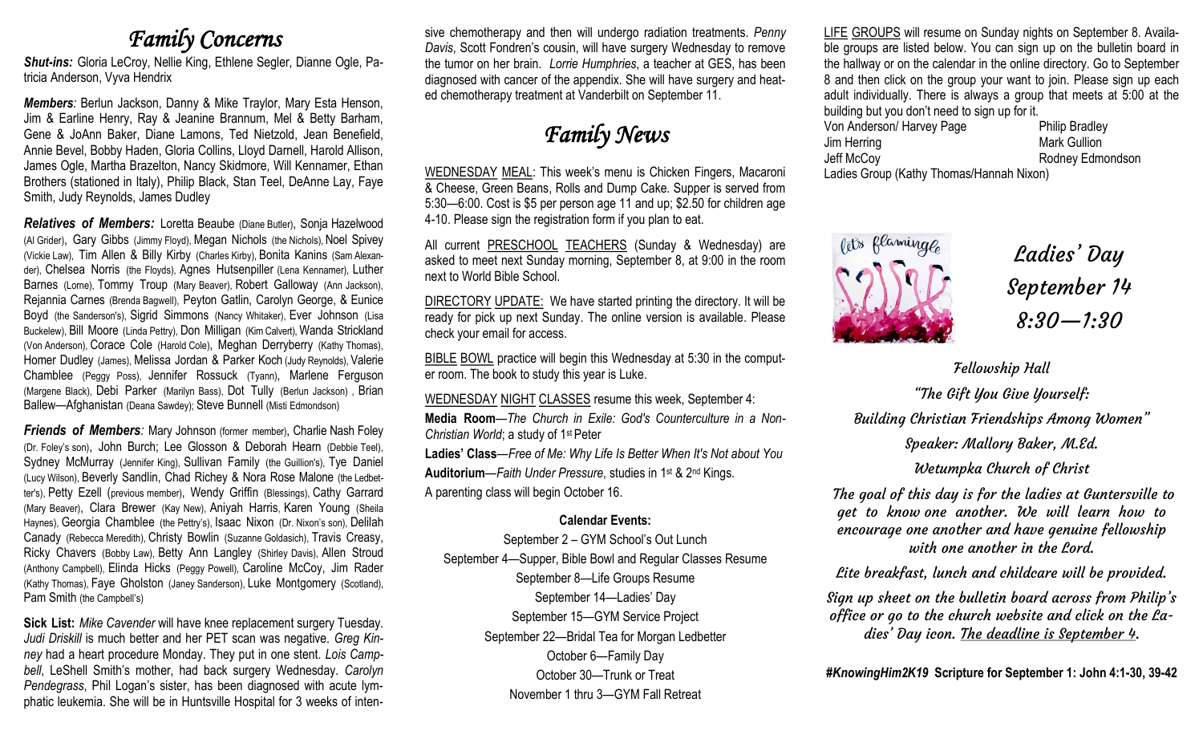# Family Concerns

***Shut-ins:*** Gloria LeCroy, Nellie King, Ethlene Segler, Dianne Ogle, Patricia Anderson, Vyva Hendrix

***Members:*** Berlun Jackson, Danny & Mike Traylor, Mary Esta Henson, Jim & Earline Henry, Ray & Jeanine Brannum, Mel & Betty Barham, Gene & JoAnn Baker, Diane Lamons, Ted Nietzold, Jean Benefield, Annie Bevel, Bobby Haden, Gloria Collins, Lloyd Darnell, Harold Allison, James Ogle, Martha Brazelton, Nancy Skidmore, Will Kennamer, Ethan Brothers (stationed in Italy), Philip Black, Stan Teel, DeAnne Lay, Faye Smith, Judy Reynolds, James Dudley

***Relatives of Members:*** Loretta Beaube (Diane Butler), Sonja Hazelwood (Al Grider), Gary Gibbs (Jimmy Floyd), Megan Nichols (the Nichols), Noel Spivey (Vickie Law), Tim Allen & Billy Kirby (Charles Kirby), Bonita Kanins (Sam Alexander), Chelsea Norris (the Floyds), Agnes Hutsenpiller (Lena Kennamer), Luther Barnes (Lorne), Tommy Troup (Mary Beaver), Robert Galloway (Ann Jackson), Rejannia Carnes (Brenda Bagwell), Peyton Gatlin, Carolyn George, & Eunice Boyd (the Sanderson's), Sigrid Simmons (Nancy Whitaker), Ever Johnson (Lisa Buckelew), Bill Moore (Linda Pettry), Don Milligan (Kim Calvert), Wanda Strickland (Von Anderson), Corace Cole (Harold Cole), Meghan Derryberry (Kathy Thomas), Homer Dudley (James), Melissa Jordan & Parker Koch (Judy Reynolds), Valerie Chamblee (Peggy Poss), Jennifer Rossuck (Tyann), Marlene Ferguson (Margene Black), Debi Parker (Marilyn Bass), Dot Tully (Berlun Jackson) , Brian Ballew—Afghanistan (Deana Sawdey); Steve Bunnell (Misti Edmondson)

***Friends of Members:*** Mary Johnson (former member), Charlie Nash Foley (Dr. Foley's son), John Burch; Lee Glosson & Deborah Hearn (Debbie Teel), Sydney McMurray (Jennifer King), Sullivan Family (the Guillion's), Tye Daniel (Lucy Wilson), Beverly Sandlin, Chad Richey & Nora Rose Malone (the Ledbetter's), Petty Ezell (previous member), Wendy Griffin (Blessings), Cathy Garrard (Mary Beaver), Clara Brewer (Kay New), Aniyah Harris, Karen Young (Sheila Haynes), Georgia Chamblee (the Pettry's), Isaac Nixon (Dr. Nixon's son), Delilah Canady (Rebecca Meredith), Christy Bowlin (Suzanne Goldasich), Travis Creasy, Ricky Chavers (Bobby Law), Betty Ann Langley (Shirley Davis), Allen Stroud (Anthony Campbell), Elinda Hicks (Peggy Powell), Caroline McCoy, Jim Rader (Kathy Thomas), Faye Gholston (Janey Sanderson), Luke Montgomery (Scotland), Pam Smith (the Campbell's)

**Sick List:** *Mike Cavender* will have knee replacement surgery Tuesday. *Judi Driskill* is much better and her PET scan was negative. *Greg Kinney* had a heart procedure Monday. They put in one stent. *Lois Campbell*, LeShell Smith's mother, had back surgery Wednesday. *Carolyn Pendegrass*, Phil Logan's sister, has been diagnosed with acute lymphatic leukemia. She will be in Huntsville Hospital for 3 weeks of intensive chemotherapy and then will undergo radiation treatments. *Penny Davis*, Scott Fondren's cousin, will have surgery Wednesday to remove the tumor on her brain. *Lorrie Humphries*, a teacher at GES, has been diagnosed with cancer of the appendix. She will have surgery and heated chemotherapy treatment at Vanderbilt on September 11.

# Family News

WEDNESDAY MEAL: This week's menu is Chicken Fingers, Macaroni & Cheese, Green Beans, Rolls and Dump Cake. Supper is served from 5:30—6:00. Cost is $5 per person age 11 and up; $2.50 for children age 4-10. Please sign the registration form if you plan to eat.

All current PRESCHOOL TEACHERS (Sunday & Wednesday) are asked to meet next Sunday morning, September 8, at 9:00 in the room next to World Bible School.

DIRECTORY UPDATE: We have started printing the directory. It will be ready for pick up next Sunday. The online version is available. Please check your email for access.

BIBLE BOWL practice will begin this Wednesday at 5:30 in the computer room. The book to study this year is Luke.

WEDNESDAY NIGHT CLASSES resume this week, September 4:

**Media Room**—*The Church in Exile: God's Counterculture in a Non-Christian World*; a study of 1st Peter

**Ladies' Class**—*Free of Me: Why Life Is Better When It's Not about You*

**Auditorium**—*Faith Under Pressure*, studies in 1st & 2nd Kings.

A parenting class will begin October 16.

**Calendar Events:**

September 2 – GYM School's Out Lunch
September 4—Supper, Bible Bowl and Regular Classes Resume
September 8—Life Groups Resume
September 14—Ladies' Day
September 15—GYM Service Project
September 22—Bridal Tea for Morgan Ledbetter
October 6—Family Day
October 30—Trunk or Treat
November 1 thru 3—GYM Fall Retreat

LIFE GROUPS will resume on Sunday nights on September 8. Available groups are listed below. You can sign up on the bulletin board in the hallway or on the calendar in the online directory. Go to September 8 and then click on the group your want to join. Please sign up each adult individually. There is always a group that meets at 5:00 at the building but you don't need to sign up for it.

| | |
|---|---|
| Von Anderson/ Harvey Page | Philip Bradley |
| Jim Herring | Mark Gullion |
| Jeff McCoy | Rodney Edmondson |
| Ladies Group (Kathy Thomas/Hannah Nixon) | |

let's flamingle

## Ladies' Day
## September 14
## 8:30—1:30

Fellowship Hall

"The Gift You Give Yourself:
Building Christian Friendships Among Women"

Speaker: Mallory Baker, M.Ed.

Wetumpka Church of Christ

*The goal of this day is for the ladies at Guntersville to get to know one another. We will learn how to encourage one another and have genuine fellowship with one another in the Lord.*

*Lite breakfast, lunch and childcare will be provided.*

*Sign up sheet on the bulletin board across from Philip's office or go to the church website and click on the Ladies' Day icon. The deadline is September 4.*

**#KnowingHim2K19 Scripture for September 1: John 4:1-30, 39-42**